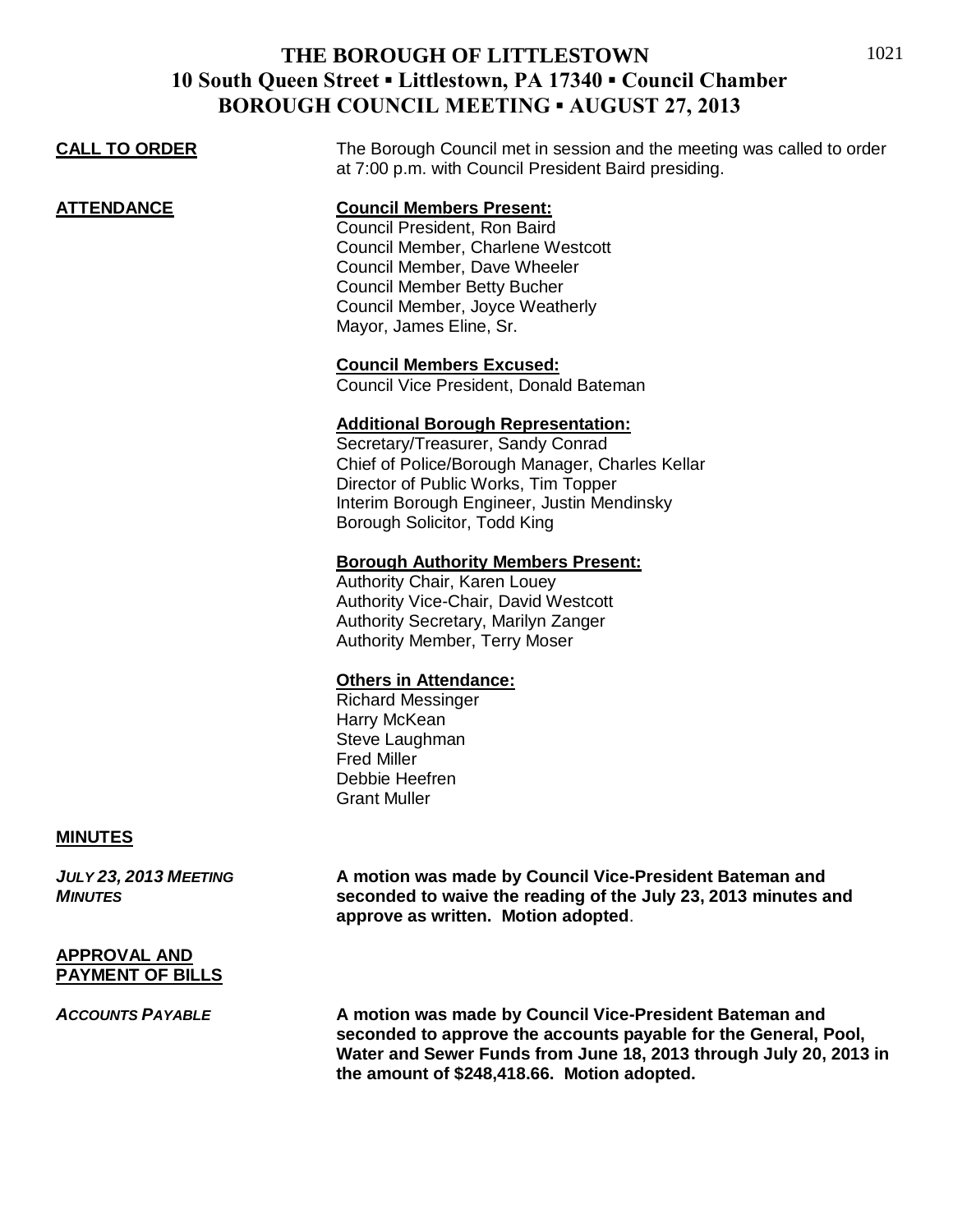# THE BOROUGH OF LITTLESTOWN
## 10 South Queen Street ▪ Littlestown, PA 17340 ▪ Council Chamber
## BOROUGH COUNCIL MEETING ▪ AUGUST 27, 2013

**CALL TO ORDER**

The Borough Council met in session and the meeting was called to order at 7:00 p.m. with Council President Baird presiding.

**ATTENDANCE**

**Council Members Present:**
Council President, Ron Baird
Council Member, Charlene Westcott
Council Member, Dave Wheeler
Council Member Betty Bucher
Council Member, Joyce Weatherly
Mayor, James Eline, Sr.

**Council Members Excused:**
Council Vice President, Donald Bateman

**Additional Borough Representation:**
Secretary/Treasurer, Sandy Conrad
Chief of Police/Borough Manager, Charles Kellar
Director of Public Works, Tim Topper
Interim Borough Engineer, Justin Mendinsky
Borough Solicitor, Todd King

**Borough Authority Members Present:**
Authority Chair, Karen Louey
Authority Vice-Chair, David Westcott
Authority Secretary, Marilyn Zanger
Authority Member, Terry Moser

**Others in Attendance:**
Richard Messinger
Harry McKean
Steve Laughman
Fred Miller
Debbie Heefren
Grant Muller

**MINUTES**

*JULY 23, 2013 MEETING MINUTES*

**A motion was made by Council Vice-President Bateman and seconded to waive the reading of the July 23, 2013 minutes and approve as written. Motion adopted**.

**APPROVAL AND PAYMENT OF BILLS**

*ACCOUNTS PAYABLE*

**A motion was made by Council Vice-President Bateman and seconded to approve the accounts payable for the General, Pool, Water and Sewer Funds from June 18, 2013 through July 20, 2013 in the amount of $248,418.66. Motion adopted.**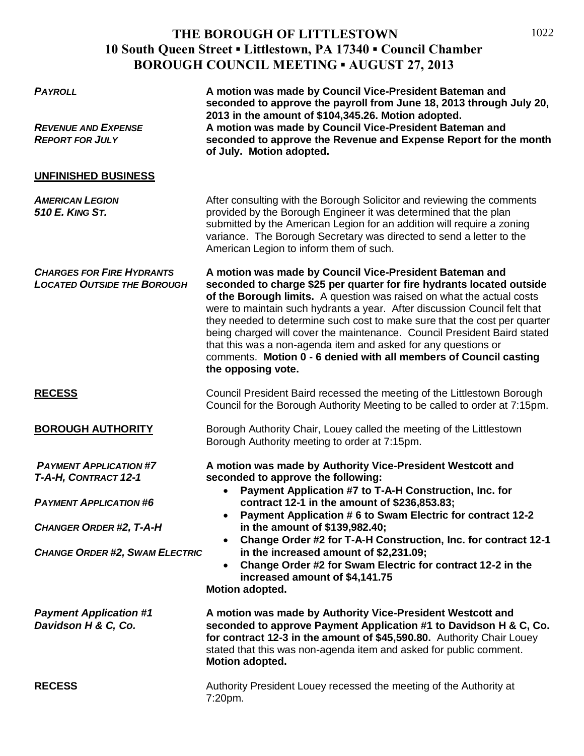# THE BOROUGH OF LITTLESTOWN
## 10 South Queen Street ▪ Littlestown, PA 17340 ▪ Council Chamber
## BOROUGH COUNCIL MEETING ▪ AUGUST 27, 2013

***PAYROLL***

**A motion was made by Council Vice-President Bateman and seconded to approve the payroll from June 18, 2013 through July 20, 2013 in the amount of $104,345.26. Motion adopted.**

***REVENUE AND EXPENSE REPORT FOR JULY***

**A motion was made by Council Vice-President Bateman and seconded to approve the Revenue and Expense Report for the month of July. Motion adopted.**

**UNFINISHED BUSINESS**

***AMERICAN LEGION 510 E. KING ST.***

After consulting with the Borough Solicitor and reviewing the comments provided by the Borough Engineer it was determined that the plan submitted by the American Legion for an addition will require a zoning variance. The Borough Secretary was directed to send a letter to the American Legion to inform them of such.

***CHARGES FOR FIRE HYDRANTS LOCATED OUTSIDE THE BOROUGH***

**A motion was made by Council Vice-President Bateman and seconded to charge $25 per quarter for fire hydrants located outside of the Borough limits.** A question was raised on what the actual costs were to maintain such hydrants a year. After discussion Council felt that they needed to determine such cost to make sure that the cost per quarter being charged will cover the maintenance. Council President Baird stated that this was a non-agenda item and asked for any questions or comments. **Motion 0 - 6 denied with all members of Council casting the opposing vote.**

**RECESS**

Council President Baird recessed the meeting of the Littlestown Borough Council for the Borough Authority Meeting to be called to order at 7:15pm.

**BOROUGH AUTHORITY**

Borough Authority Chair, Louey called the meeting of the Littlestown Borough Authority meeting to order at 7:15pm.

***PAYMENT APPLICATION #7 T-A-H, CONTRACT 12-1***

***PAYMENT APPLICATION #6***

***CHANGER ORDER #2, T-A-H***

***CHANGE ORDER #2, SWAM ELECTRIC***

**A motion was made by Authority Vice-President Westcott and seconded to approve the following:**

- **Payment Application #7 to T-A-H Construction, Inc. for contract 12-1 in the amount of $236,853.83;**
- **Payment Application # 6 to Swam Electric for contract 12-2 in the amount of $139,982.40;**
- **Change Order #2 for T-A-H Construction, Inc. for contract 12-1 in the increased amount of $2,231.09;**
- **Change Order #2 for Swam Electric for contract 12-2 in the increased amount of $4,141.75**

**Motion adopted.**

***Payment Application #1 Davidson H & C, Co.***

**A motion was made by Authority Vice-President Westcott and seconded to approve Payment Application #1 to Davidson H & C, Co. for contract 12-3 in the amount of $45,590.80.** Authority Chair Louey stated that this was non-agenda item and asked for public comment. **Motion adopted.**

**RECESS**

Authority President Louey recessed the meeting of the Authority at 7:20pm.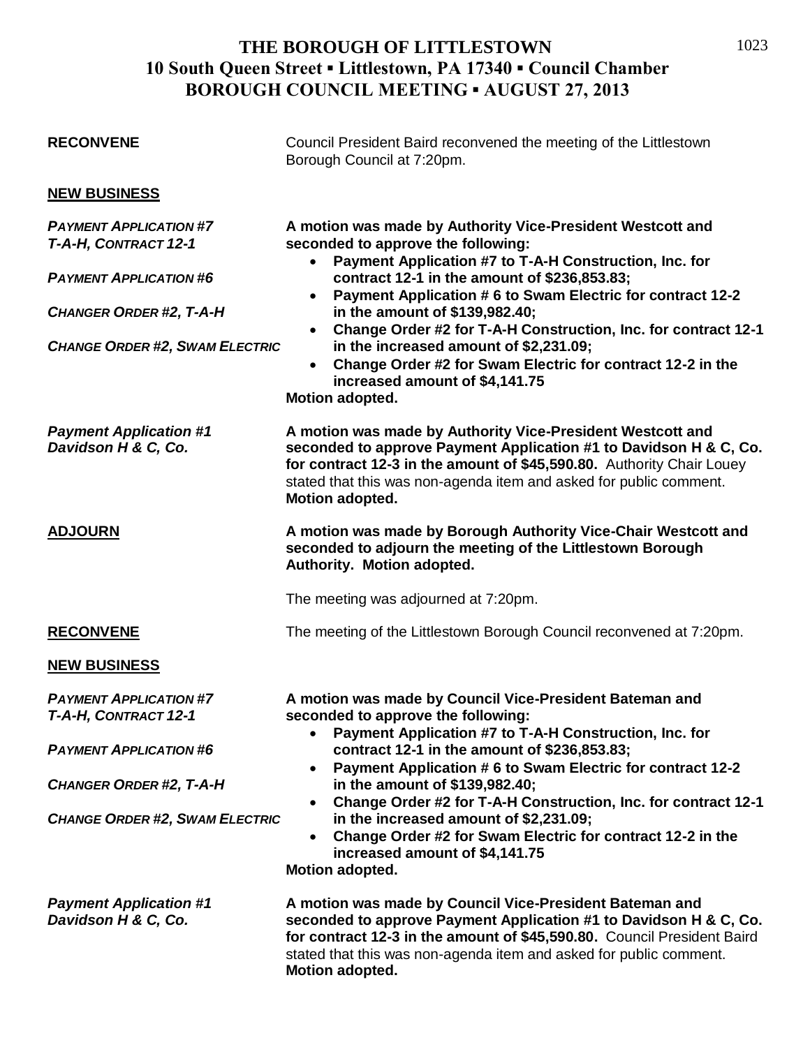# THE BOROUGH OF LITTLESTOWN
## 10 South Queen Street ▪ Littlestown, PA 17340 ▪ Council Chamber
## BOROUGH COUNCIL MEETING ▪ AUGUST 27, 2013

**RECONVENE**

Council President Baird reconvened the meeting of the Littlestown Borough Council at 7:20pm.

**NEW BUSINESS**

***PAYMENT APPLICATION #7 T-A-H, CONTRACT 12-1***
***PAYMENT APPLICATION #6***
***CHANGER ORDER #2, T-A-H***
***CHANGE ORDER #2, SWAM ELECTRIC***

**A motion was made by Authority Vice-President Westcott and seconded to approve the following:**

- **Payment Application #7 to T-A-H Construction, Inc. for contract 12-1 in the amount of $236,853.83;**
- **Payment Application # 6 to Swam Electric for contract 12-2 in the amount of $139,982.40;**
- **Change Order #2 for T-A-H Construction, Inc. for contract 12-1 in the increased amount of $2,231.09;**
- **Change Order #2 for Swam Electric for contract 12-2 in the increased amount of $4,141.75**

**Motion adopted.**

***Payment Application #1 Davidson H & C, Co.***

**A motion was made by Authority Vice-President Westcott and seconded to approve Payment Application #1 to Davidson H & C, Co. for contract 12-3 in the amount of $45,590.80.** Authority Chair Louey stated that this was non-agenda item and asked for public comment. **Motion adopted.**

**ADJOURN**

**A motion was made by Borough Authority Vice-Chair Westcott and seconded to adjourn the meeting of the Littlestown Borough Authority. Motion adopted.**

The meeting was adjourned at 7:20pm.

**RECONVENE**

The meeting of the Littlestown Borough Council reconvened at 7:20pm.

**NEW BUSINESS**

***PAYMENT APPLICATION #7 T-A-H, CONTRACT 12-1***
***PAYMENT APPLICATION #6***
***CHANGER ORDER #2, T-A-H***
***CHANGE ORDER #2, SWAM ELECTRIC***

**A motion was made by Council Vice-President Bateman and seconded to approve the following:**

- **Payment Application #7 to T-A-H Construction, Inc. for contract 12-1 in the amount of $236,853.83;**
- **Payment Application # 6 to Swam Electric for contract 12-2 in the amount of $139,982.40;**
- **Change Order #2 for T-A-H Construction, Inc. for contract 12-1 in the increased amount of $2,231.09;**
- **Change Order #2 for Swam Electric for contract 12-2 in the increased amount of $4,141.75**

**Motion adopted.**

***Payment Application #1 Davidson H & C, Co.***

**A motion was made by Council Vice-President Bateman and seconded to approve Payment Application #1 to Davidson H & C, Co. for contract 12-3 in the amount of $45,590.80.** Council President Baird stated that this was non-agenda item and asked for public comment. **Motion adopted.**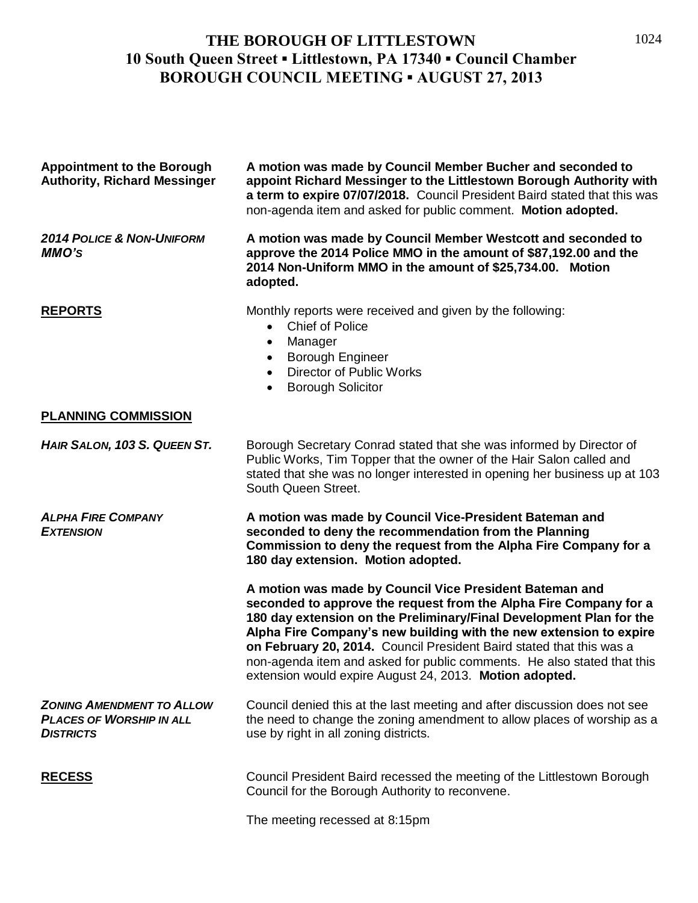# THE BOROUGH OF LITTLESTOWN
## 10 South Queen Street ▪ Littlestown, PA 17340 ▪ Council Chamber
## BOROUGH COUNCIL MEETING ▪ AUGUST 27, 2013

**Appointment to the Borough Authority, Richard Messinger**

**A motion was made by Council Member Bucher and seconded to appoint Richard Messinger to the Littlestown Borough Authority with a term to expire 07/07/2018.** Council President Baird stated that this was non-agenda item and asked for public comment. **Motion adopted.**

***2014 POLICE & NON-UNIFORM MMO's***

**A motion was made by Council Member Westcott and seconded to approve the 2014 Police MMO in the amount of $87,192.00 and the 2014 Non-Uniform MMO in the amount of $25,734.00. Motion adopted.**

**REPORTS**

Monthly reports were received and given by the following:

- Chief of Police
- Manager
- Borough Engineer
- Director of Public Works
- Borough Solicitor

**PLANNING COMMISSION**

***HAIR SALON, 103 S. QUEEN ST.***

Borough Secretary Conrad stated that she was informed by Director of Public Works, Tim Topper that the owner of the Hair Salon called and stated that she was no longer interested in opening her business up at 103 South Queen Street.

***ALPHA FIRE COMPANY EXTENSION***

**A motion was made by Council Vice-President Bateman and seconded to deny the recommendation from the Planning Commission to deny the request from the Alpha Fire Company for a 180 day extension. Motion adopted.**

**A motion was made by Council Vice President Bateman and seconded to approve the request from the Alpha Fire Company for a 180 day extension on the Preliminary/Final Development Plan for the Alpha Fire Company's new building with the new extension to expire on February 20, 2014.** Council President Baird stated that this was a non-agenda item and asked for public comments. He also stated that this extension would expire August 24, 2013. **Motion adopted.**

***ZONING AMENDMENT TO ALLOW PLACES OF WORSHIP IN ALL DISTRICTS***

Council denied this at the last meeting and after discussion does not see the need to change the zoning amendment to allow places of worship as a use by right in all zoning districts.

**RECESS**

Council President Baird recessed the meeting of the Littlestown Borough Council for the Borough Authority to reconvene.

The meeting recessed at 8:15pm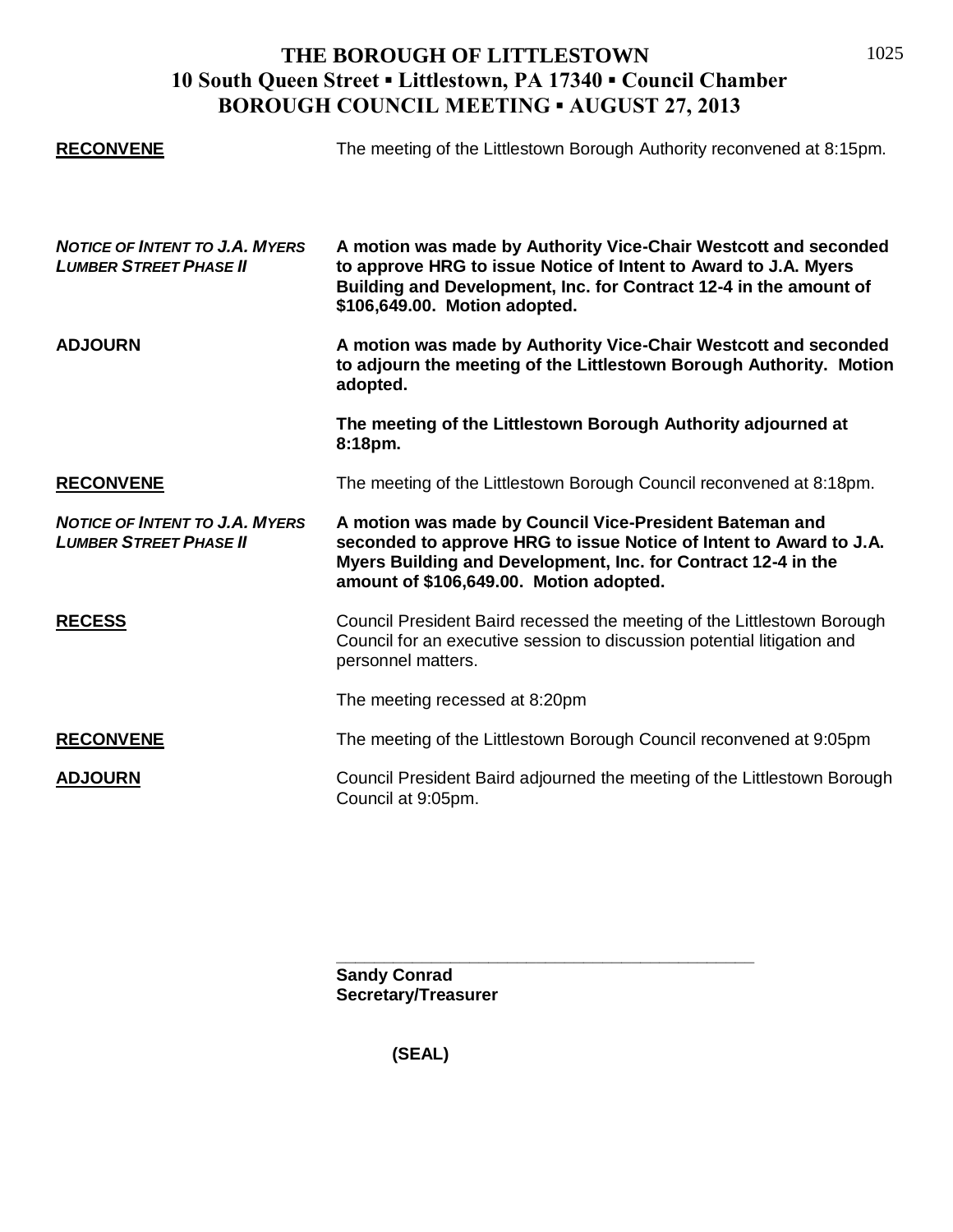# THE BOROUGH OF LITTLESTOWN
## 10 South Queen Street ▪ Littlestown, PA 17340 ▪ Council Chamber
## BOROUGH COUNCIL MEETING ▪ AUGUST 27, 2013

**RECONVENE** — The meeting of the Littlestown Borough Authority reconvened at 8:15pm.

***NOTICE OF INTENT TO J.A. MYERS LUMBER STREET PHASE II*** — **A motion was made by Authority Vice-Chair Westcott and seconded to approve HRG to issue Notice of Intent to Award to J.A. Myers Building and Development, Inc. for Contract 12-4 in the amount of $106,649.00. Motion adopted.**

**ADJOURN** — **A motion was made by Authority Vice-Chair Westcott and seconded to adjourn the meeting of the Littlestown Borough Authority. Motion adopted.**

**The meeting of the Littlestown Borough Authority adjourned at 8:18pm.**

**RECONVENE** — The meeting of the Littlestown Borough Council reconvened at 8:18pm.

***NOTICE OF INTENT TO J.A. MYERS LUMBER STREET PHASE II*** — **A motion was made by Council Vice-President Bateman and seconded to approve HRG to issue Notice of Intent to Award to J.A. Myers Building and Development, Inc. for Contract 12-4 in the amount of $106,649.00. Motion adopted.**

**RECESS** — Council President Baird recessed the meeting of the Littlestown Borough Council for an executive session to discussion potential litigation and personnel matters.

The meeting recessed at 8:20pm

**RECONVENE** — The meeting of the Littlestown Borough Council reconvened at 9:05pm

**ADJOURN** — Council President Baird adjourned the meeting of the Littlestown Borough Council at 9:05pm.

\_\_\_\_\_\_\_\_\_\_\_\_\_\_\_\_\_\_\_\_\_\_\_\_\_\_\_\_\_\_\_\_\_\_\_\_\_\_\_\_

**Sandy Conrad**
**Secretary/Treasurer**

**(SEAL)**